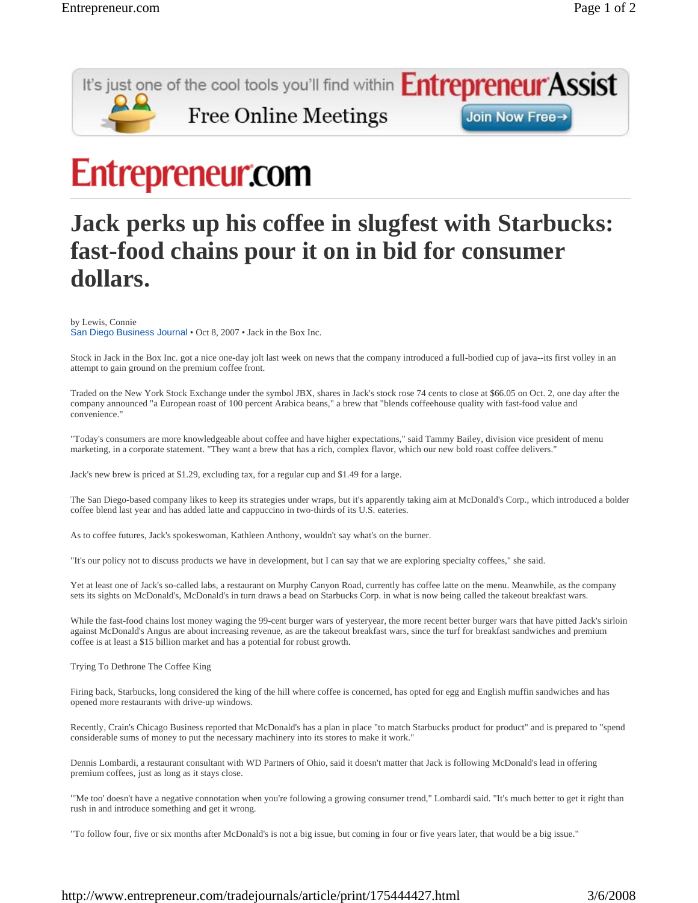# Jack perks up his coffee in slugfest with Starbucks: fast-food chains pour it on in bid for consumer dollars.

by Lewis, Connie
San Diego Business Journal • Oct 8, 2007 • Jack in the Box Inc.

Stock in Jack in the Box Inc. got a nice one-day jolt last week on news that the company introduced a full-bodied cup of java--its first volley in an attempt to gain ground on the premium coffee front.

Traded on the New York Stock Exchange under the symbol JBX, shares in Jack's stock rose 74 cents to close at $66.05 on Oct. 2, one day after the company announced "a European roast of 100 percent Arabica beans," a brew that "blends coffeehouse quality with fast-food value and convenience."

"Today's consumers are more knowledgeable about coffee and have higher expectations," said Tammy Bailey, division vice president of menu marketing, in a corporate statement. "They want a brew that has a rich, complex flavor, which our new bold roast coffee delivers."

Jack's new brew is priced at $1.29, excluding tax, for a regular cup and $1.49 for a large.

The San Diego-based company likes to keep its strategies under wraps, but it's apparently taking aim at McDonald's Corp., which introduced a bolder coffee blend last year and has added latte and cappuccino in two-thirds of its U.S. eateries.

As to coffee futures, Jack's spokeswoman, Kathleen Anthony, wouldn't say what's on the burner.

"It's our policy not to discuss products we have in development, but I can say that we are exploring specialty coffees," she said.

Yet at least one of Jack's so-called labs, a restaurant on Murphy Canyon Road, currently has coffee latte on the menu. Meanwhile, as the company sets its sights on McDonald's, McDonald's in turn draws a bead on Starbucks Corp. in what is now being called the takeout breakfast wars.

While the fast-food chains lost money waging the 99-cent burger wars of yesteryear, the more recent better burger wars that have pitted Jack's sirloin against McDonald's Angus are about increasing revenue, as are the takeout breakfast wars, since the turf for breakfast sandwiches and premium coffee is at least a $15 billion market and has a potential for robust growth.

Trying To Dethrone The Coffee King

Firing back, Starbucks, long considered the king of the hill where coffee is concerned, has opted for egg and English muffin sandwiches and has opened more restaurants with drive-up windows.

Recently, Crain's Chicago Business reported that McDonald's has a plan in place "to match Starbucks product for product" and is prepared to "spend considerable sums of money to put the necessary machinery into its stores to make it work."

Dennis Lombardi, a restaurant consultant with WD Partners of Ohio, said it doesn't matter that Jack is following McDonald's lead in offering premium coffees, just as long as it stays close.

"'Me too' doesn't have a negative connotation when you're following a growing consumer trend," Lombardi said. "It's much better to get it right than rush in and introduce something and get it wrong.

"To follow four, five or six months after McDonald's is not a big issue, but coming in four or five years later, that would be a big issue."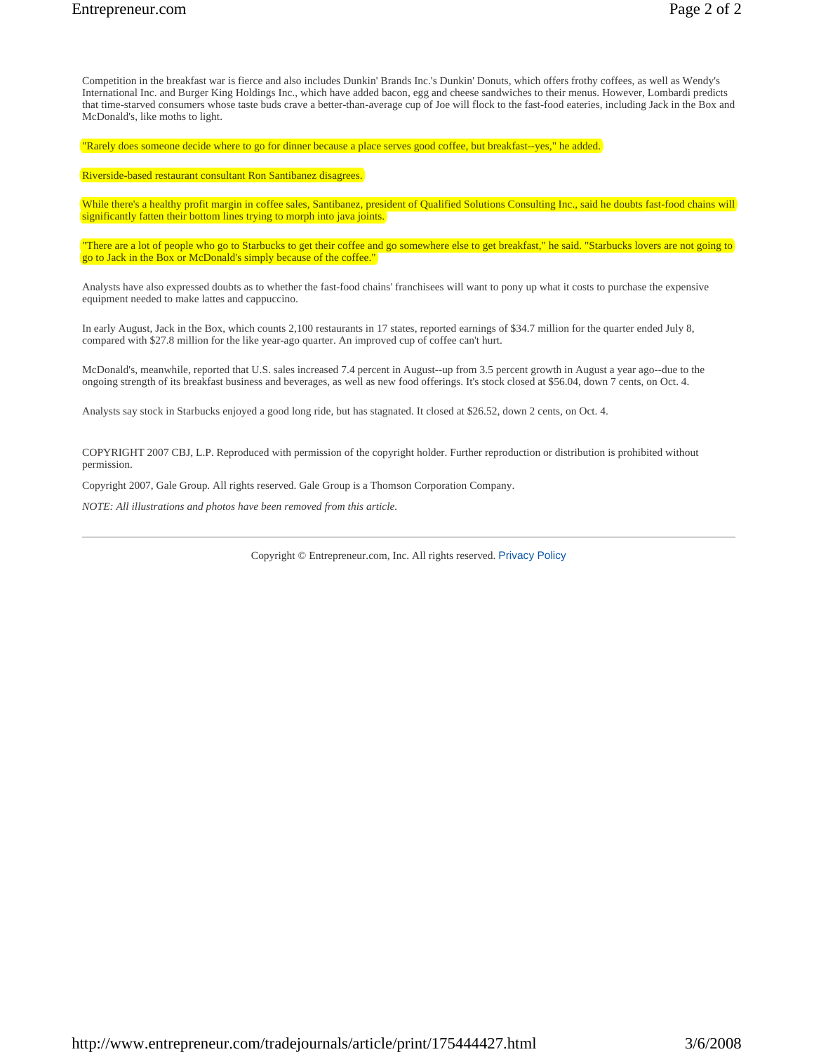Competition in the breakfast war is fierce and also includes Dunkin' Brands Inc.'s Dunkin' Donuts, which offers frothy coffees, as well as Wendy's International Inc. and Burger King Holdings Inc., which have added bacon, egg and cheese sandwiches to their menus. However, Lombardi predicts that time-starved consumers whose taste buds crave a better-than-average cup of Joe will flock to the fast-food eateries, including Jack in the Box and McDonald's, like moths to light.

"Rarely does someone decide where to go for dinner because a place serves good coffee, but breakfast--yes," he added.

Riverside-based restaurant consultant Ron Santibanez disagrees.

While there's a healthy profit margin in coffee sales, Santibanez, president of Qualified Solutions Consulting Inc., said he doubts fast-food chains will significantly fatten their bottom lines trying to morph into java joints.

"There are a lot of people who go to Starbucks to get their coffee and go somewhere else to get breakfast," he said. "Starbucks lovers are not going to go to Jack in the Box or McDonald's simply because of the coffee."

Analysts have also expressed doubts as to whether the fast-food chains' franchisees will want to pony up what it costs to purchase the expensive equipment needed to make lattes and cappuccino.

In early August, Jack in the Box, which counts 2,100 restaurants in 17 states, reported earnings of $34.7 million for the quarter ended July 8, compared with $27.8 million for the like year-ago quarter. An improved cup of coffee can't hurt.

McDonald's, meanwhile, reported that U.S. sales increased 7.4 percent in August--up from 3.5 percent growth in August a year ago--due to the ongoing strength of its breakfast business and beverages, as well as new food offerings. It's stock closed at $56.04, down 7 cents, on Oct. 4.

Analysts say stock in Starbucks enjoyed a good long ride, but has stagnated. It closed at $26.52, down 2 cents, on Oct. 4.

COPYRIGHT 2007 CBJ, L.P. Reproduced with permission of the copyright holder. Further reproduction or distribution is prohibited without permission.

Copyright 2007, Gale Group. All rights reserved. Gale Group is a Thomson Corporation Company.

*NOTE: All illustrations and photos have been removed from this article.*

---

Copyright © Entrepreneur.com, Inc. All rights reserved. Privacy Policy